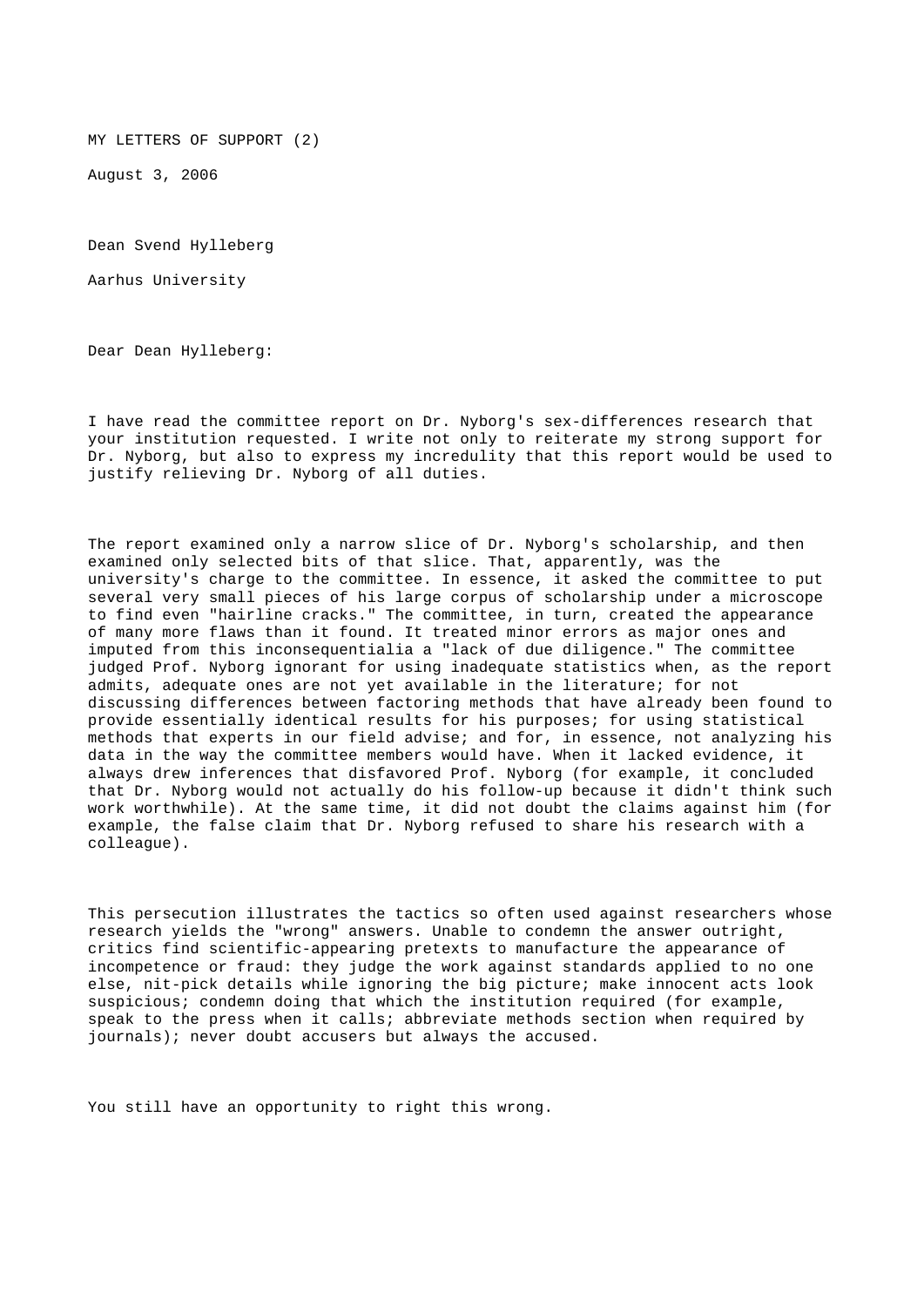MY LETTERS OF SUPPORT (2)

August 3, 2006

Dean Svend Hylleberg

Aarhus University

Dear Dean Hylleberg:

I have read the committee report on Dr. Nyborg's sex-differences research that your institution requested. I write not only to reiterate my strong support for Dr. Nyborg, but also to express my incredulity that this report would be used to justify relieving Dr. Nyborg of all duties.

The report examined only a narrow slice of Dr. Nyborg's scholarship, and then examined only selected bits of that slice. That, apparently, was the university's charge to the committee. In essence, it asked the committee to put several very small pieces of his large corpus of scholarship under a microscope to find even "hairline cracks." The committee, in turn, created the appearance of many more flaws than it found. It treated minor errors as major ones and imputed from this inconsequentialia a "lack of due diligence." The committee judged Prof. Nyborg ignorant for using inadequate statistics when, as the report admits, adequate ones are not yet available in the literature; for not discussing differences between factoring methods that have already been found to provide essentially identical results for his purposes; for using statistical methods that experts in our field advise; and for, in essence, not analyzing his data in the way the committee members would have. When it lacked evidence, it always drew inferences that disfavored Prof. Nyborg (for example, it concluded that Dr. Nyborg would not actually do his follow-up because it didn't think such work worthwhile). At the same time, it did not doubt the claims against him (for example, the false claim that Dr. Nyborg refused to share his research with a colleague).

This persecution illustrates the tactics so often used against researchers whose research yields the "wrong" answers. Unable to condemn the answer outright, critics find scientific-appearing pretexts to manufacture the appearance of incompetence or fraud: they judge the work against standards applied to no one else, nit-pick details while ignoring the big picture; make innocent acts look suspicious; condemn doing that which the institution required (for example, speak to the press when it calls; abbreviate methods section when required by journals); never doubt accusers but always the accused.

You still have an opportunity to right this wrong.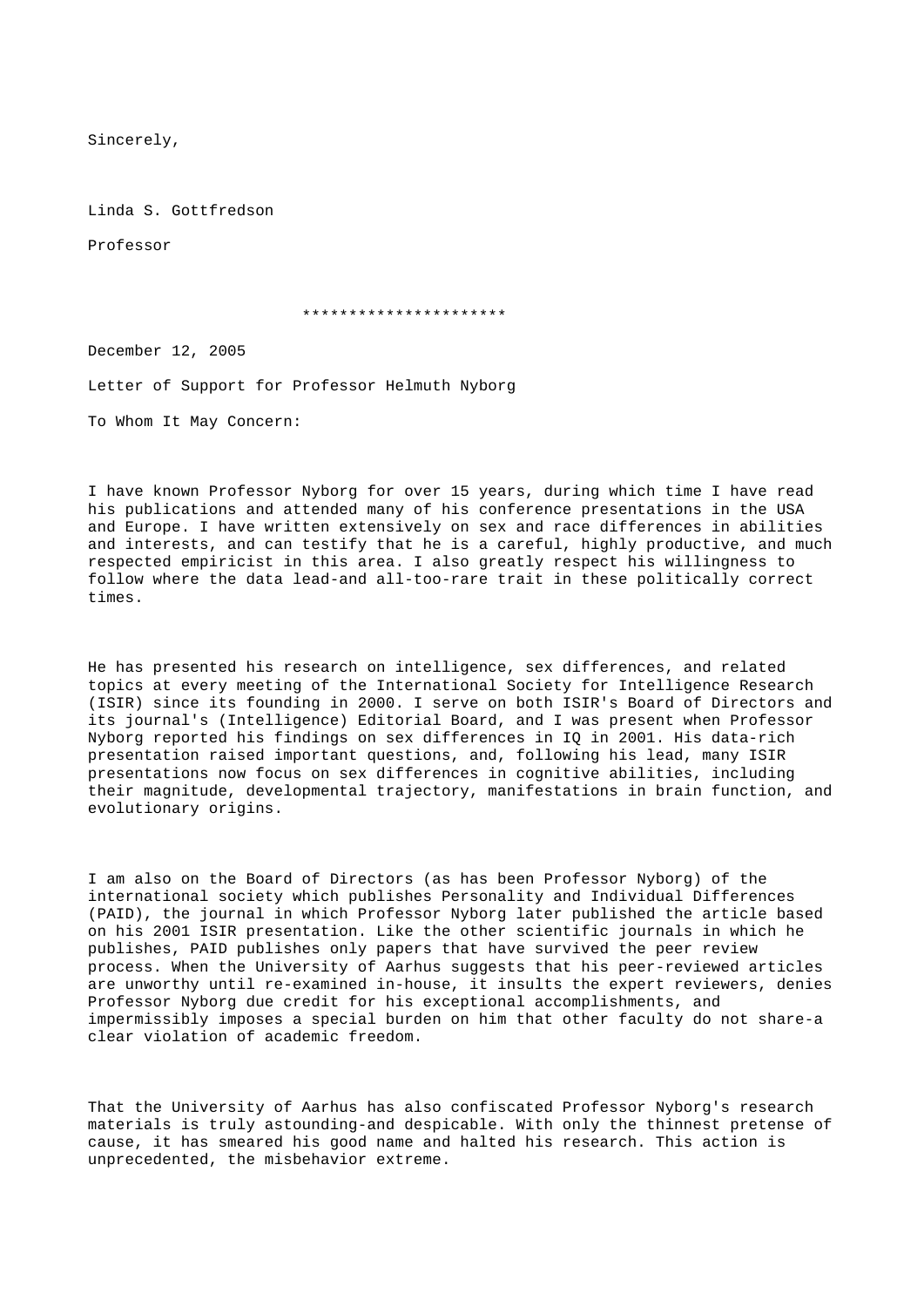Sincerely,

Linda S. Gottfredson

Professor

**********************

December 12, 2005

Letter of Support for Professor Helmuth Nyborg

To Whom It May Concern:

I have known Professor Nyborg for over 15 years, during which time I have read his publications and attended many of his conference presentations in the USA and Europe. I have written extensively on sex and race differences in abilities and interests, and can testify that he is a careful, highly productive, and much respected empiricist in this area. I also greatly respect his willingness to follow where the data lead-and all-too-rare trait in these politically correct times.

He has presented his research on intelligence, sex differences, and related topics at every meeting of the International Society for Intelligence Research (ISIR) since its founding in 2000. I serve on both ISIR's Board of Directors and its journal's (Intelligence) Editorial Board, and I was present when Professor Nyborg reported his findings on sex differences in IQ in 2001. His data-rich presentation raised important questions, and, following his lead, many ISIR presentations now focus on sex differences in cognitive abilities, including their magnitude, developmental trajectory, manifestations in brain function, and evolutionary origins.

I am also on the Board of Directors (as has been Professor Nyborg) of the international society which publishes Personality and Individual Differences (PAID), the journal in which Professor Nyborg later published the article based on his 2001 ISIR presentation. Like the other scientific journals in which he publishes, PAID publishes only papers that have survived the peer review process. When the University of Aarhus suggests that his peer-reviewed articles are unworthy until re-examined in-house, it insults the expert reviewers, denies Professor Nyborg due credit for his exceptional accomplishments, and impermissibly imposes a special burden on him that other faculty do not share-a clear violation of academic freedom.

That the University of Aarhus has also confiscated Professor Nyborg's research materials is truly astounding-and despicable. With only the thinnest pretense of cause, it has smeared his good name and halted his research. This action is unprecedented, the misbehavior extreme.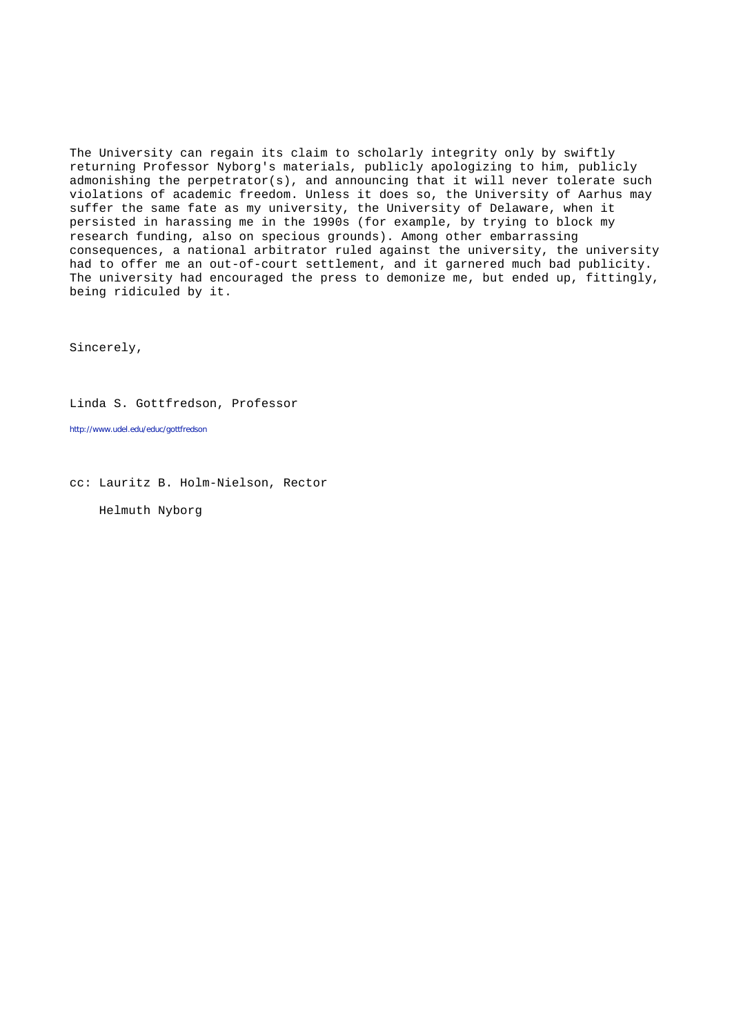The University can regain its claim to scholarly integrity only by swiftly returning Professor Nyborg's materials, publicly apologizing to him, publicly admonishing the perpetrator(s), and announcing that it will never tolerate such violations of academic freedom. Unless it does so, the University of Aarhus may suffer the same fate as my university, the University of Delaware, when it persisted in harassing me in the 1990s (for example, by trying to block my research funding, also on specious grounds). Among other embarrassing consequences, a national arbitrator ruled against the university, the university had to offer me an out-of-court settlement, and it garnered much bad publicity. The university had encouraged the press to demonize me, but ended up, fittingly, being ridiculed by it.

Sincerely,

Linda S. Gottfredson, Professor

http://www.udel.edu/educ/gottfredson

cc: Lauritz B. Holm-Nielson, Rector

Helmuth Nyborg